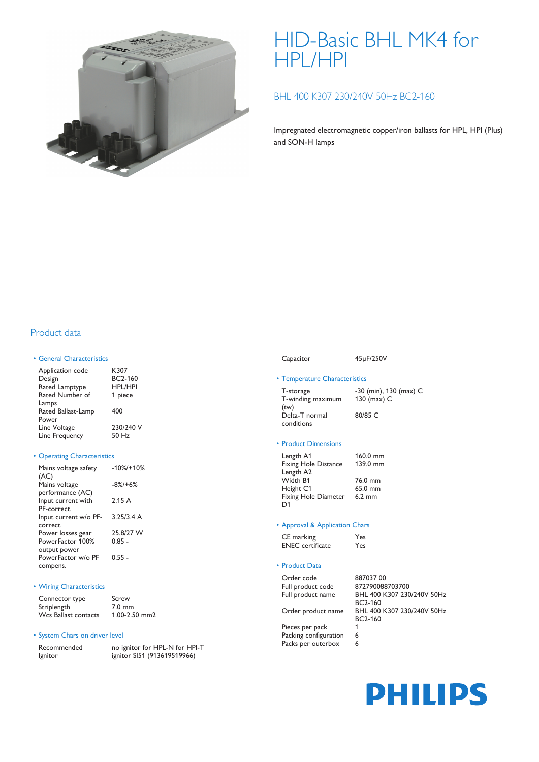# HID-Basic BHL MK4 for HPL/HPI

## BHL 400 K307 230/240V 50Hz BC2-160

Impregnated electromagnetic copper/iron ballasts for HPL, HPI (Plus) and SON-H lamps

## Product data

### • General Characteristics

| | |
|---|---|
| Application code | K307 |
| Design | BC2-160 |
| Rated Lamptype | HPL/HPI |
| Rated Number of Lamps | 1 piece |
| Rated Ballast-Lamp Power | 400 |
| Line Voltage | 230/240 V |
| Line Frequency | 50 Hz |

### • Operating Characteristics

| | |
|---|---|
| Mains voltage safety (AC) | -10%/+10% |
| Mains voltage performance (AC) | -8%/+6% |
| Input current with PF-correct. | 2.15 A |
| Input current w/o PF-correct. | 3.25/3.4 A |
| Power losses gear | 25.8/27 W |
| PowerFactor 100% output power | 0.85 - |
| PowerFactor w/o PF compens. | 0.55 - |

### • Wiring Characteristics

| | |
|---|---|
| Connector type | Screw |
| Striplength | 7.0 mm |
| Wcs Ballast contacts | 1.00-2.50 mm2 |

### • System Chars on driver level

| | |
|---|---|
| Recommended Ignitor | no ignitor for HPL-N for HPI-T ignitor SI51 (913619519966) |
| Capacitor | 45µF/250V |

### • Temperature Characteristics

| | |
|---|---|
| T-storage | -30 (min), 130 (max) C |
| T-winding maximum (tw) | 130 (max) C |
| Delta-T normal conditions | 80/85 C |

### • Product Dimensions

| | |
|---|---|
| Length A1 | 160.0 mm |
| Fixing Hole Distance Length A2 | 139.0 mm |
| Width B1 | 76.0 mm |
| Height C1 | 65.0 mm |
| Fixing Hole Diameter D1 | 6.2 mm |

### • Approval & Application Chars

| | |
|---|---|
| CE marking | Yes |
| ENEC certificate | Yes |

### • Product Data

| | |
|---|---|
| Order code | 887037 00 |
| Full product code | 872790088703700 |
| Full product name | BHL 400 K307 230/240V 50Hz BC2-160 |
| Order product name | BHL 400 K307 230/240V 50Hz BC2-160 |
| Pieces per pack | 1 |
| Packing configuration | 6 |
| Packs per outerbox | 6 |

PHILIPS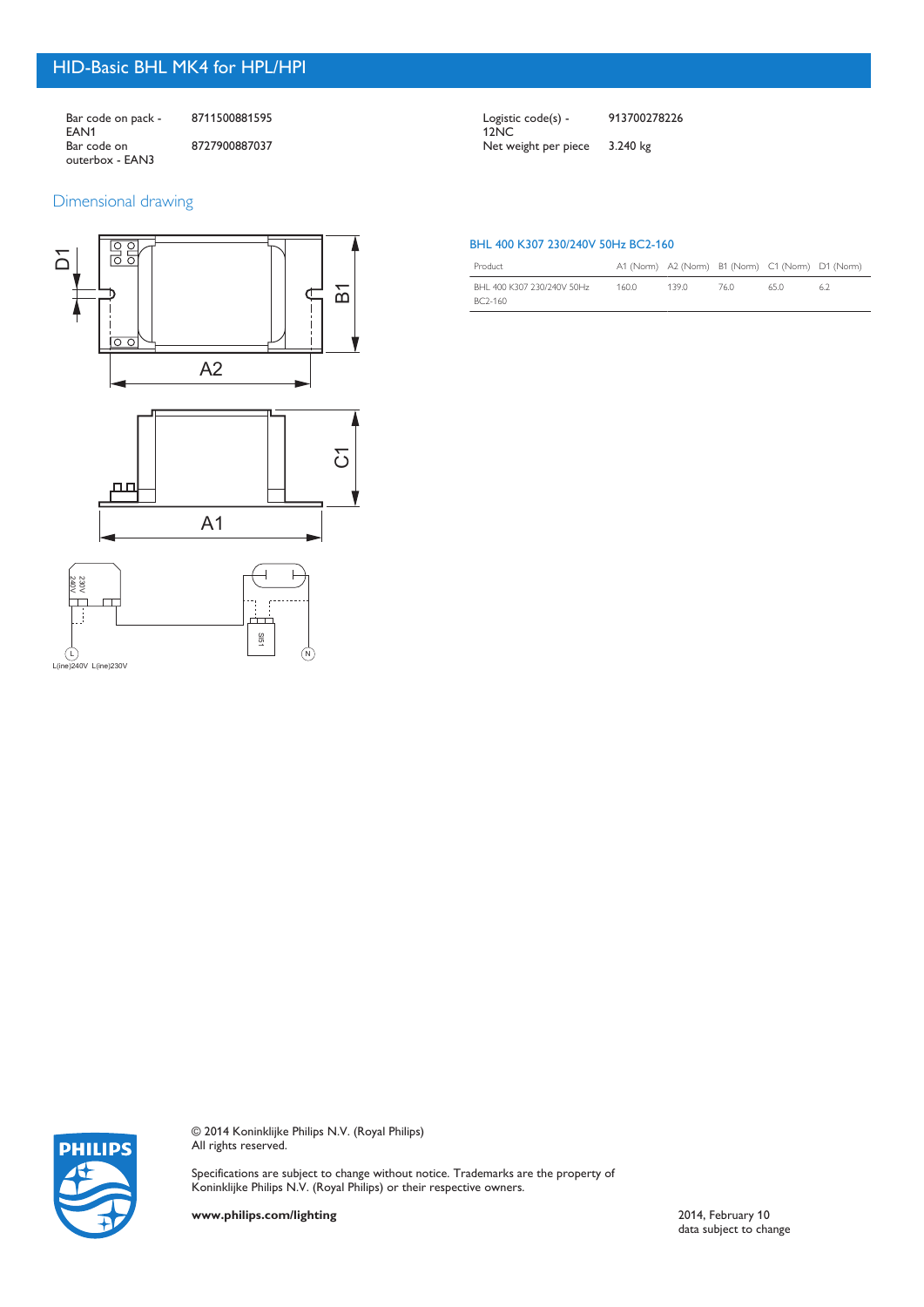# HID-Basic BHL MK4 for HPL/HPI

| | |
|---|---|
| Bar code on pack - EAN1 | 8711500881595 |
| Bar code on outerbox - EAN3 | 8727900887037 |
| Logistic code(s) - 12NC | 913700278226 |
| Net weight per piece | 3.240 kg |

## Dimensional drawing

D1
B1
A2
C1
A1
230V
240V
SI51
L
N
L(ine)240V L(ine)230V

### BHL 400 K307 230/240V 50Hz BC2-160

| Product | A1 (Norm) | A2 (Norm) | B1 (Norm) | C1 (Norm) | D1 (Norm) |
|---|---|---|---|---|---|
| BHL 400 K307 230/240V 50Hz BC2-160 | 160.0 | 139.0 | 76.0 | 65.0 | 6.2 |

© 2014 Koninklijke Philips N.V. (Royal Philips)
All rights reserved.

Specifications are subject to change without notice. Trademarks are the property of Koninklijke Philips N.V. (Royal Philips) or their respective owners.

**www.philips.com/lighting**

2014, February 10
data subject to change